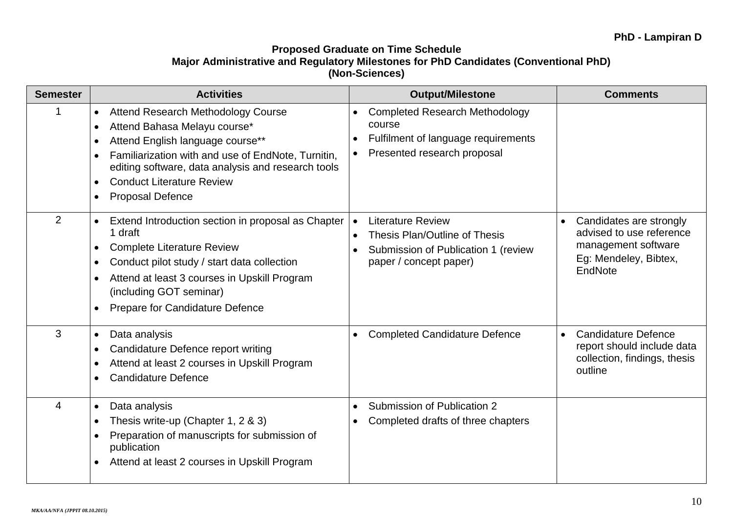PhD - Lampiran D

**Proposed Graduate on Time Schedule**
**Major Administrative and Regulatory Milestones for PhD Candidates (Conventional PhD)**
**(Non-Sciences)**

| Semester | Activities | Output/Milestone | Comments |
|---|---|---|---|
| 1 | • Attend Research Methodology Course<br>• Attend Bahasa Melayu course*<br>• Attend English language course**<br>• Familiarization with and use of EndNote, Turnitin, editing software, data analysis and research tools<br>• Conduct Literature Review<br>• Proposal Defence | • Completed Research Methodology course<br>• Fulfilment of language requirements<br>• Presented research proposal | |
| 2 | • Extend Introduction section in proposal as Chapter 1 draft<br>• Complete Literature Review<br>• Conduct pilot study / start data collection<br>• Attend at least 3 courses in Upskill Program (including GOT seminar)<br>• Prepare for Candidature Defence | • Literature Review<br>• Thesis Plan/Outline of Thesis<br>• Submission of Publication 1 (review paper / concept paper) | • Candidates are strongly advised to use reference management software Eg: Mendeley, Bibtex, EndNote |
| 3 | • Data analysis<br>• Candidature Defence report writing<br>• Attend at least 2 courses in Upskill Program<br>• Candidature Defence | • Completed Candidature Defence | • Candidature Defence report should include data collection, findings, thesis outline |
| 4 | • Data analysis<br>• Thesis write-up (Chapter 1, 2 & 3)<br>• Preparation of manuscripts for submission of publication<br>• Attend at least 2 courses in Upskill Program | • Submission of Publication 2<br>• Completed drafts of three chapters | |

*MKA/AA/NFA (JPPIT 08.10.2015)*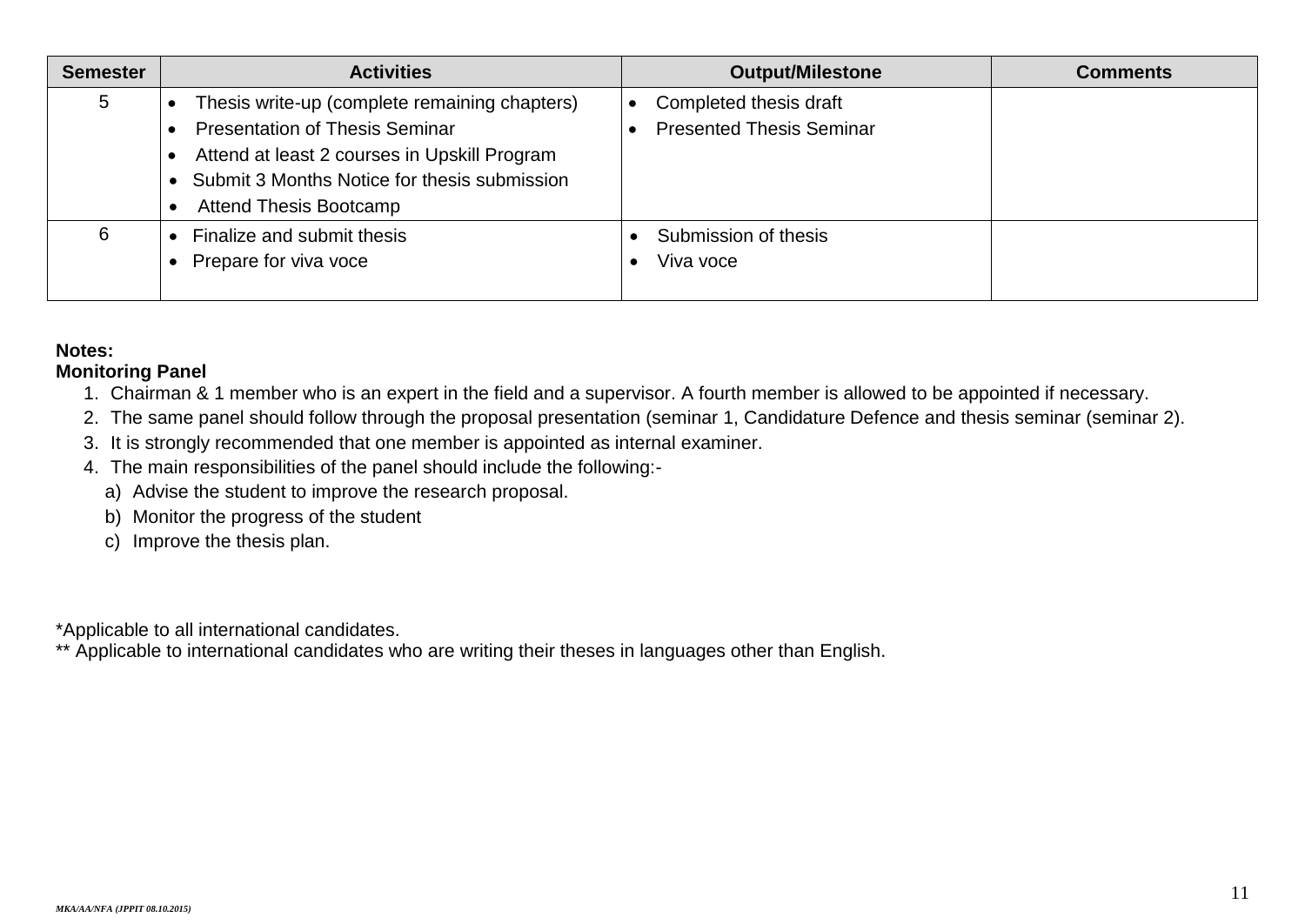| Semester | Activities | Output/Milestone | Comments |
|---|---|---|---|
| 5 | • Thesis write-up (complete remaining chapters)<br>• Presentation of Thesis Seminar<br>• Attend at least 2 courses in Upskill Program<br>• Submit 3 Months Notice for thesis submission<br>• Attend Thesis Bootcamp | • Completed thesis draft<br>• Presented Thesis Seminar | |
| 6 | • Finalize and submit thesis<br>• Prepare for viva voce | • Submission of thesis<br>• Viva voce | |

**Notes:**
**Monitoring Panel**

1. Chairman & 1 member who is an expert in the field and a supervisor. A fourth member is allowed to be appointed if necessary.
2. The same panel should follow through the proposal presentation (seminar 1, Candidature Defence and thesis seminar (seminar 2).
3. It is strongly recommended that one member is appointed as internal examiner.
4. The main responsibilities of the panel should include the following:-
   a) Advise the student to improve the research proposal.
   b) Monitor the progress of the student
   c) Improve the thesis plan.

*Applicable to all international candidates.
** Applicable to international candidates who are writing their theses in languages other than English.

*MKA/AA/NFA (JPPIT 08.10.2015)*